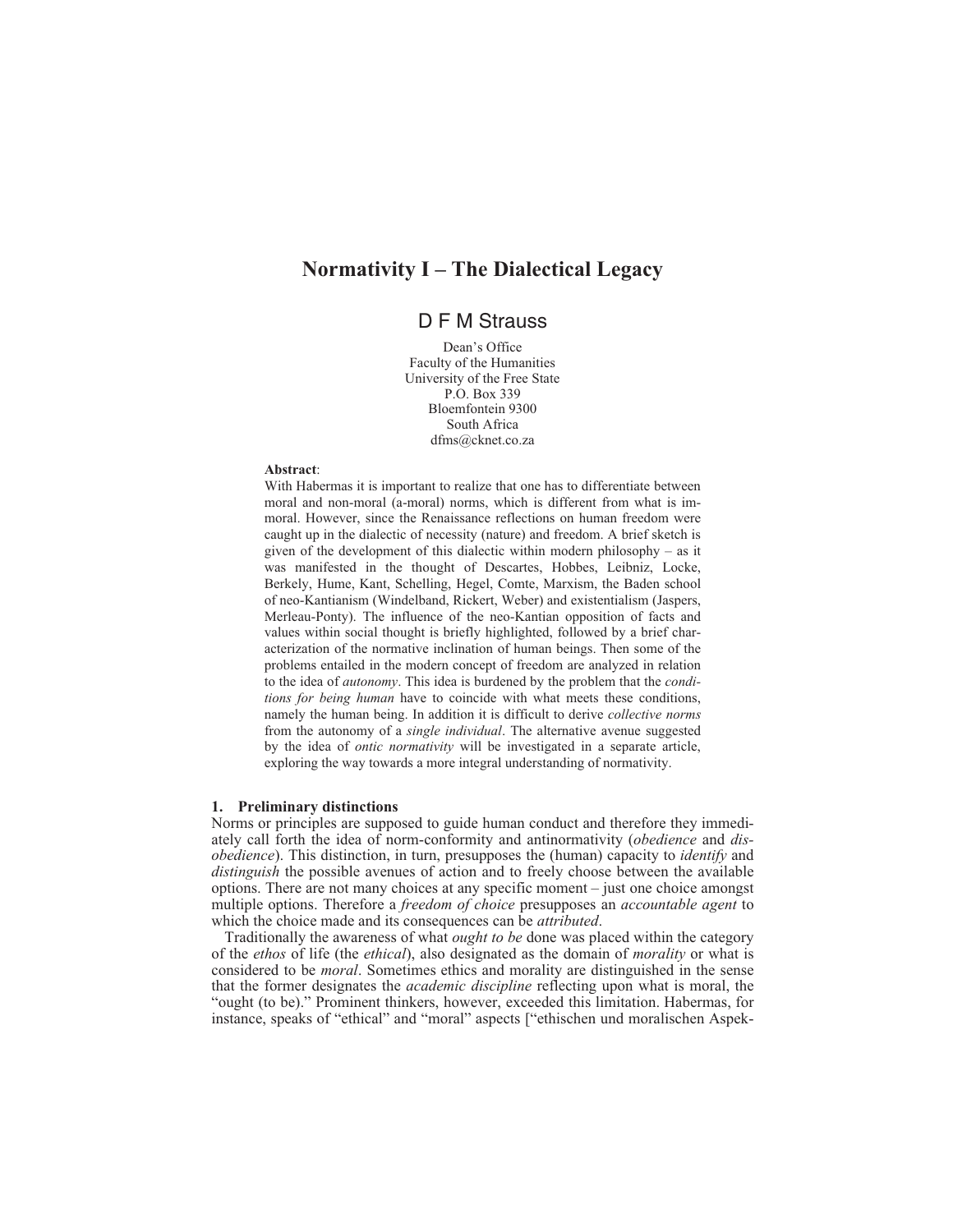# Normativity I – The Dialectical Legacy

D F M Strauss

Dean's Office
Faculty of the Humanities
University of the Free State
P.O. Box 339
Bloemfontein 9300
South Africa
dfms@cknet.co.za

**Abstract**:

With Habermas it is important to realize that one has to differentiate between moral and non-moral (a-moral) norms, which is different from what is immoral. However, since the Renaissance reflections on human freedom were caught up in the dialectic of necessity (nature) and freedom. A brief sketch is given of the development of this dialectic within modern philosophy – as it was manifested in the thought of Descartes, Hobbes, Leibniz, Locke, Berkely, Hume, Kant, Schelling, Hegel, Comte, Marxism, the Baden school of neo-Kantianism (Windelband, Rickert, Weber) and existentialism (Jaspers, Merleau-Ponty). The influence of the neo-Kantian opposition of facts and values within social thought is briefly highlighted, followed by a brief characterization of the normative inclination of human beings. Then some of the problems entailed in the modern concept of freedom are analyzed in relation to the idea of *autonomy*. This idea is burdened by the problem that the *conditions for being human* have to coincide with what meets these conditions, namely the human being. In addition it is difficult to derive *collective norms* from the autonomy of a *single individual*. The alternative avenue suggested by the idea of *ontic normativity* will be investigated in a separate article, exploring the way towards a more integral understanding of normativity.

## 1. Preliminary distinctions

Norms or principles are supposed to guide human conduct and therefore they immediately call forth the idea of norm-conformity and antinormativity (*obedience* and *disobedience*). This distinction, in turn, presupposes the (human) capacity to *identify* and *distinguish* the possible avenues of action and to freely choose between the available options. There are not many choices at any specific moment – just one choice amongst multiple options. Therefore a *freedom of choice* presupposes an *accountable agent* to which the choice made and its consequences can be *attributed*.

Traditionally the awareness of what *ought to be* done was placed within the category of the *ethos* of life (the *ethical*), also designated as the domain of *morality* or what is considered to be *moral*. Sometimes ethics and morality are distinguished in the sense that the former designates the *academic discipline* reflecting upon what is moral, the "ought (to be)." Prominent thinkers, however, exceeded this limitation. Habermas, for instance, speaks of "ethical" and "moral" aspects ["ethischen und moralischen Aspek-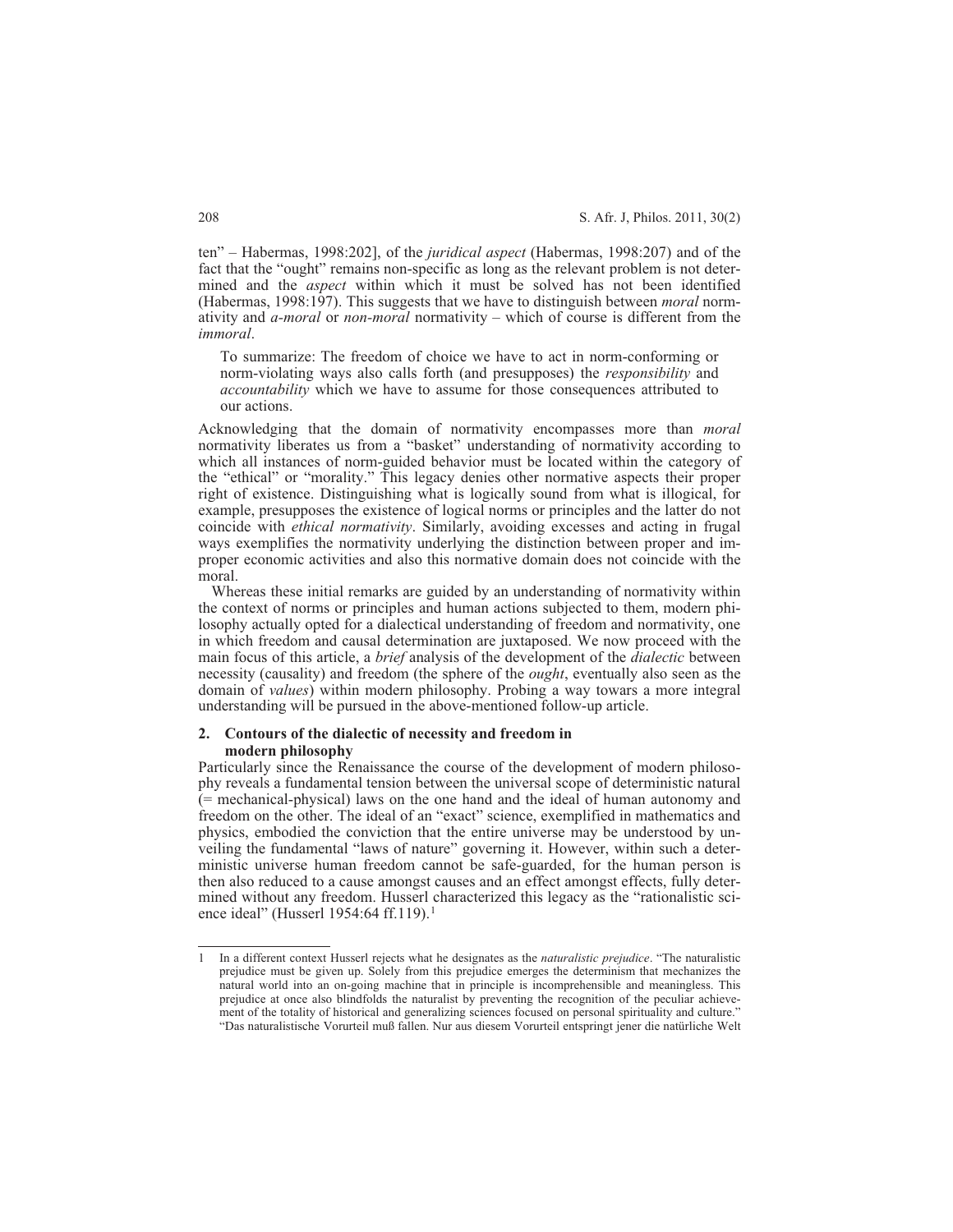ten" – Habermas, 1998:202], of the *juridical aspect* (Habermas, 1998:207) and of the fact that the "ought" remains non-specific as long as the relevant problem is not determined and the *aspect* within which it must be solved has not been identified (Habermas, 1998:197). This suggests that we have to distinguish between *moral* normativity and *a-moral* or *non-moral* normativity – which of course is different from the *immoral*.

> To summarize: The freedom of choice we have to act in norm-conforming or norm-violating ways also calls forth (and presupposes) the *responsibility* and *accountability* which we have to assume for those consequences attributed to our actions.

Acknowledging that the domain of normativity encompasses more than *moral* normativity liberates us from a "basket" understanding of normativity according to which all instances of norm-guided behavior must be located within the category of the "ethical" or "morality." This legacy denies other normative aspects their proper right of existence. Distinguishing what is logically sound from what is illogical, for example, presupposes the existence of logical norms or principles and the latter do not coincide with *ethical normativity*. Similarly, avoiding excesses and acting in frugal ways exemplifies the normativity underlying the distinction between proper and improper economic activities and also this normative domain does not coincide with the moral.

Whereas these initial remarks are guided by an understanding of normativity within the context of norms or principles and human actions subjected to them, modern philosophy actually opted for a dialectical understanding of freedom and normativity, one in which freedom and causal determination are juxtaposed. We now proceed with the main focus of this article, a *brief* analysis of the development of the *dialectic* between necessity (causality) and freedom (the sphere of the *ought*, eventually also seen as the domain of *values*) within modern philosophy. Probing a way towards a more integral understanding will be pursued in the above-mentioned follow-up article.

## 2. Contours of the dialectic of necessity and freedom in modern philosophy

Particularly since the Renaissance the course of the development of modern philosophy reveals a fundamental tension between the universal scope of deterministic natural (= mechanical-physical) laws on the one hand and the ideal of human autonomy and freedom on the other. The ideal of an "exact" science, exemplified in mathematics and physics, embodied the conviction that the entire universe may be understood by unveiling the fundamental "laws of nature" governing it. However, within such a deterministic universe human freedom cannot be safe-guarded, for the human person is then also reduced to a cause amongst causes and an effect amongst effects, fully determined without any freedom. Husserl characterized this legacy as the "rationalistic science ideal" (Husserl 1954:64 ff.119).[1]

---

[1] In a different context Husserl rejects what he designates as the *naturalistic prejudice*. "The naturalistic prejudice must be given up. Solely from this prejudice emerges the determinism that mechanizes the natural world into an on-going machine that in principle is incomprehensible and meaningless. This prejudice at once also blindfolds the naturalist by preventing the recognition of the peculiar achievement of the totality of historical and generalizing sciences focused on personal spirituality and culture." "Das naturalistische Vorurteil muß fallen. Nur aus diesem Vorurteil entspringt jener die natürliche Welt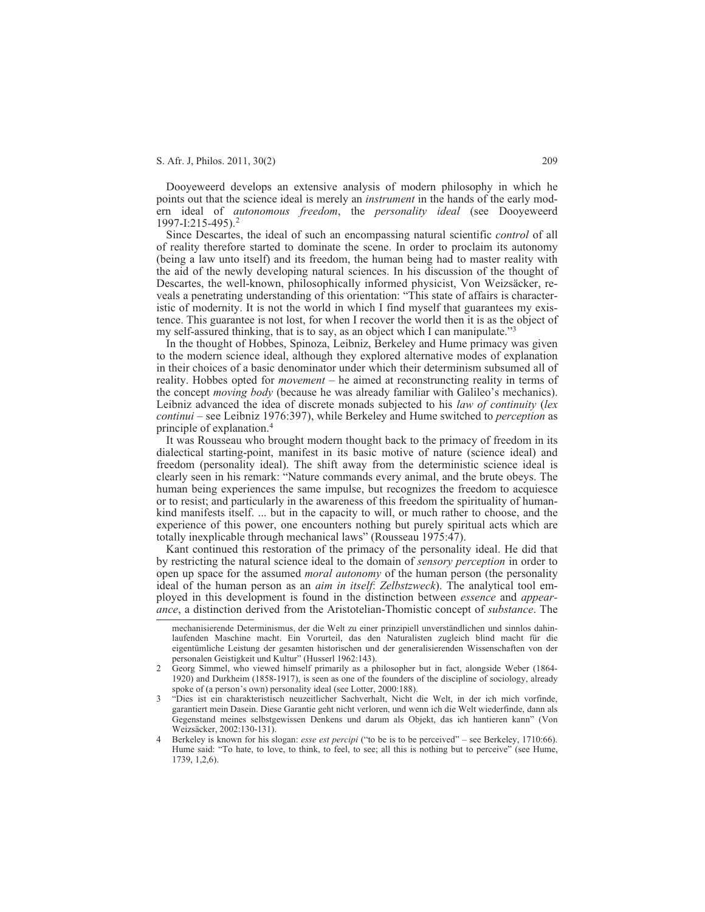Dooyeweerd develops an extensive analysis of modern philosophy in which he points out that the science ideal is merely an *instrument* in the hands of the early modern ideal of *autonomous freedom*, the *personality ideal* (see Dooyeweerd 1997-I:215-495).[2]

Since Descartes, the ideal of such an encompassing natural scientific *control* of all of reality therefore started to dominate the scene. In order to proclaim its autonomy (being a law unto itself) and its freedom, the human being had to master reality with the aid of the newly developing natural sciences. In his discussion of the thought of Descartes, the well-known, philosophically informed physicist, Von Weizsäcker, reveals a penetrating understanding of this orientation: "This state of affairs is characteristic of modernity. It is not the world in which I find myself that guarantees my existence. This guarantee is not lost, for when I recover the world then it is as the object of my self-assured thinking, that is to say, as an object which I can manipulate."[3]

In the thought of Hobbes, Spinoza, Leibniz, Berkeley and Hume primacy was given to the modern science ideal, although they explored alternative modes of explanation in their choices of a basic denominator under which their determinism subsumed all of reality. Hobbes opted for *movement* – he aimed at reconstruncting reality in terms of the concept *moving body* (because he was already familiar with Galileo's mechanics). Leibniz advanced the idea of discrete monads subjected to his *law of continuity* (*lex continui* – see Leibniz 1976:397), while Berkeley and Hume switched to *perception* as principle of explanation.[4]

It was Rousseau who brought modern thought back to the primacy of freedom in its dialectical starting-point, manifest in its basic motive of nature (science ideal) and freedom (personality ideal). The shift away from the deterministic science ideal is clearly seen in his remark: "Nature commands every animal, and the brute obeys. The human being experiences the same impulse, but recognizes the freedom to acquiesce or to resist; and particularly in the awareness of this freedom the spirituality of humankind manifests itself. ... but in the capacity to will, or much rather to choose, and the experience of this power, one encounters nothing but purely spiritual acts which are totally inexplicable through mechanical laws" (Rousseau 1975:47).

Kant continued this restoration of the primacy of the personality ideal. He did that by restricting the natural science ideal to the domain of *sensory perception* in order to open up space for the assumed *moral autonomy* of the human person (the personality ideal of the human person as an *aim in itself*: *Zelbstzweck*). The analytical tool employed in this development is found in the distinction between *essence* and *appearance*, a distinction derived from the Aristotelian-Thomistic concept of *substance*. The

---

mechanisierende Determinismus, der die Welt zu einer prinzipiell unverständlichen und sinnlos dahinlaufenden Maschine macht. Ein Vorurteil, das den Naturalisten zugleich blind macht für die eigentümliche Leistung der gesamten historischen und der generalisierenden Wissenschaften von der personalen Geistigkeit und Kultur" (Husserl 1962:143).

2 Georg Simmel, who viewed himself primarily as a philosopher but in fact, alongside Weber (1864-1920) and Durkheim (1858-1917), is seen as one of the founders of the discipline of sociology, already spoke of (a person's own) personality ideal (see Lotter, 2000:188).

3 "Dies ist ein charakteristisch neuzeitlicher Sachverhalt, Nicht die Welt, in der ich mich vorfinde, garantiert mein Dasein. Diese Garantie geht nicht verloren, und wenn ich die Welt wiederfinde, dann als Gegenstand meines selbstgewissen Denkens und darum als Objekt, das ich hantieren kann" (Von Weizsäcker, 2002:130-131).

4 Berkeley is known for his slogan: *esse est percipi* ("to be is to be perceived" – see Berkeley, 1710:66). Hume said: "To hate, to love, to think, to feel, to see; all this is nothing but to perceive" (see Hume, 1739, 1,2,6).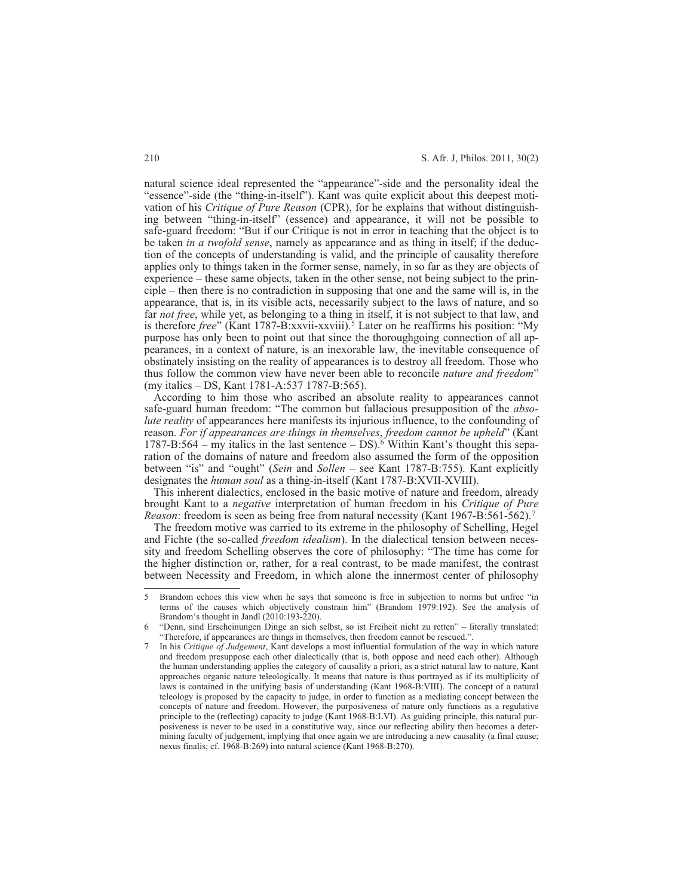natural science ideal represented the "appearance"-side and the personality ideal the "essence"-side (the "thing-in-itself"). Kant was quite explicit about this deepest motivation of his *Critique of Pure Reason* (CPR), for he explains that without distinguishing between "thing-in-itself" (essence) and appearance, it will not be possible to safe-guard freedom: "But if our Critique is not in error in teaching that the object is to be taken *in a twofold sense*, namely as appearance and as thing in itself; if the deduction of the concepts of understanding is valid, and the principle of causality therefore applies only to things taken in the former sense, namely, in so far as they are objects of experience – these same objects, taken in the other sense, not being subject to the principle – then there is no contradiction in supposing that one and the same will is, in the appearance, that is, in its visible acts, necessarily subject to the laws of nature, and so far *not free*, while yet, as belonging to a thing in itself, it is not subject to that law, and is therefore *free*" (Kant 1787-B:xxvii-xxviii).[5] Later on he reaffirms his position: "My purpose has only been to point out that since the thoroughgoing connection of all appearances, in a context of nature, is an inexorable law, the inevitable consequence of obstinately insisting on the reality of appearances is to destroy all freedom. Those who thus follow the common view have never been able to reconcile *nature and freedom*" (my italics – DS, Kant 1781-A:537 1787-B:565).

According to him those who ascribed an absolute reality to appearances cannot safe-guard human freedom: "The common but fallacious presupposition of the *absolute reality* of appearances here manifests its injurious influence, to the confounding of reason. *For if appearances are things in themselves, freedom cannot be upheld*" (Kant 1787-B:564 – my italics in the last sentence – DS).[6] Within Kant's thought this separation of the domains of nature and freedom also assumed the form of the opposition between "is" and "ought" (*Sein* and *Sollen* – see Kant 1787-B:755). Kant explicitly designates the *human soul* as a thing-in-itself (Kant 1787-B:XVII-XVIII).

This inherent dialectics, enclosed in the basic motive of nature and freedom, already brought Kant to a *negative* interpretation of human freedom in his *Critique of Pure Reason*: freedom is seen as being free from natural necessity (Kant 1967-B:561-562).[7]

The freedom motive was carried to its extreme in the philosophy of Schelling, Hegel and Fichte (the so-called *freedom idealism*). In the dialectical tension between necessity and freedom Schelling observes the core of philosophy: "The time has come for the higher distinction or, rather, for a real contrast, to be made manifest, the contrast between Necessity and Freedom, in which alone the innermost center of philosophy

---

5 Brandom echoes this view when he says that someone is free in subjection to norms but unfree "in terms of the causes which objectively constrain him" (Brandom 1979:192). See the analysis of Brandom's thought in Jandl (2010:193-220).

6 "Denn, sind Erscheinungen Dinge an sich selbst, so ist Freiheit nicht zu retten" – literally translated: "Therefore, if appearances are things in themselves, then freedom cannot be rescued.".

7 In his *Critique of Judgement*, Kant develops a most influential formulation of the way in which nature and freedom presuppose each other dialectically (that is, both oppose and need each other). Although the human understanding applies the category of causality a priori, as a strict natural law to nature, Kant approaches organic nature teleologically. It means that nature is thus portrayed as if its multiplicity of laws is contained in the unifying basis of understanding (Kant 1968-B:VIII). The concept of a natural teleology is proposed by the capacity to judge, in order to function as a mediating concept between the concepts of nature and freedom. However, the purposiveness of nature only functions as a regulative principle to the (reflecting) capacity to judge (Kant 1968-B:LVI). As guiding principle, this natural purposiveness is never to be used in a constitutive way, since our reflecting ability then becomes a determining faculty of judgement, implying that once again we are introducing a new causality (a final cause; nexus finalis; cf. 1968-B:269) into natural science (Kant 1968-B:270).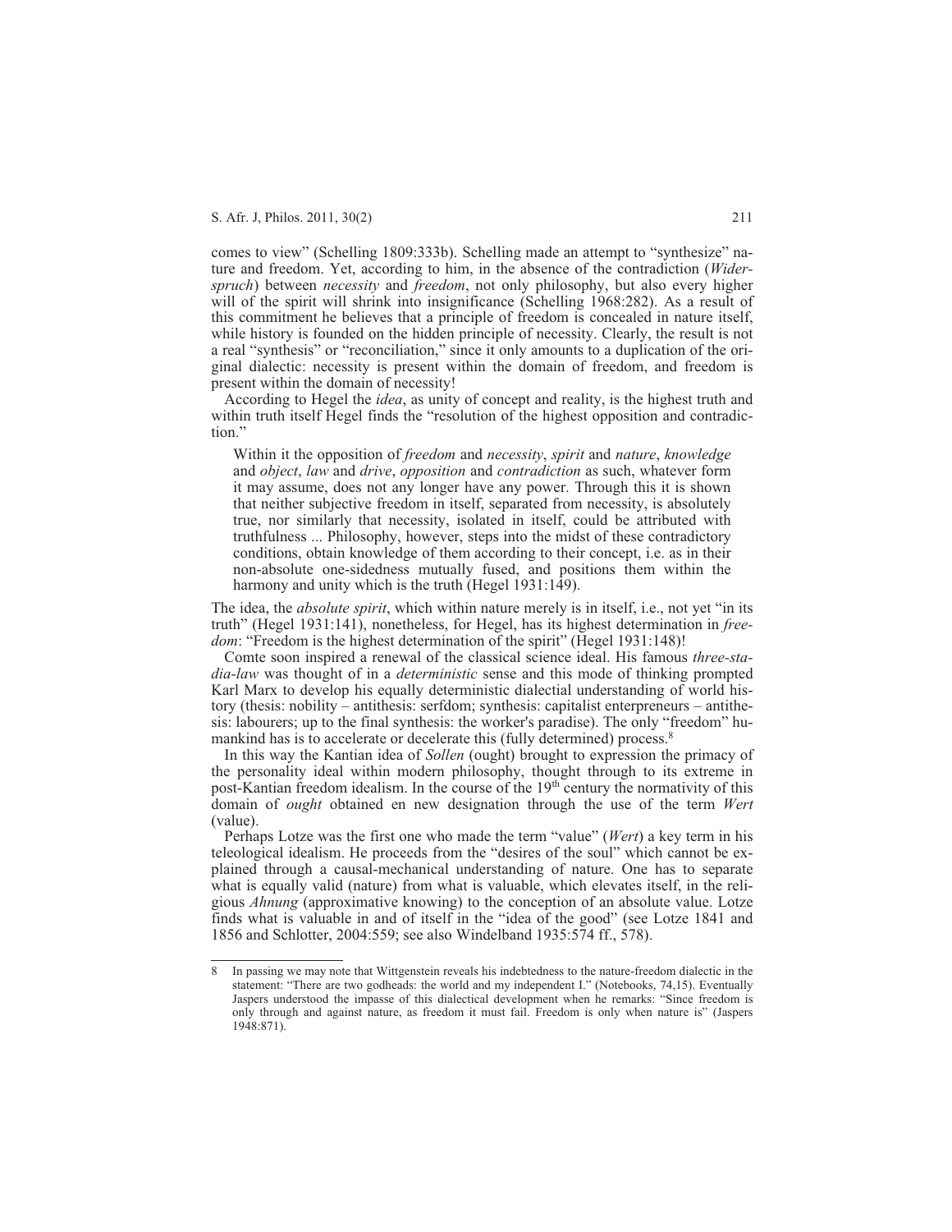comes to view" (Schelling 1809:333b). Schelling made an attempt to "synthesize" nature and freedom. Yet, according to him, in the absence of the contradiction (*Widerspruch*) between *necessity* and *freedom*, not only philosophy, but also every higher will of the spirit will shrink into insignificance (Schelling 1968:282). As a result of this commitment he believes that a principle of freedom is concealed in nature itself, while history is founded on the hidden principle of necessity. Clearly, the result is not a real "synthesis" or "reconciliation," since it only amounts to a duplication of the original dialectic: necessity is present within the domain of freedom, and freedom is present within the domain of necessity!

According to Hegel the *idea*, as unity of concept and reality, is the highest truth and within truth itself Hegel finds the "resolution of the highest opposition and contradiction."

> Within it the opposition of *freedom* and *necessity*, *spirit* and *nature*, *knowledge* and *object*, *law* and *drive*, *opposition* and *contradiction* as such, whatever form it may assume, does not any longer have any power. Through this it is shown that neither subjective freedom in itself, separated from necessity, is absolutely true, nor similarly that necessity, isolated in itself, could be attributed with truthfulness ... Philosophy, however, steps into the midst of these contradictory conditions, obtain knowledge of them according to their concept, i.e. as in their non-absolute one-sidedness mutually fused, and positions them within the harmony and unity which is the truth (Hegel 1931:149).

The idea, the *absolute spirit*, which within nature merely is in itself, i.e., not yet "in its truth" (Hegel 1931:141), nonetheless, for Hegel, has its highest determination in *freedom*: "Freedom is the highest determination of the spirit" (Hegel 1931:148)!

Comte soon inspired a renewal of the classical science ideal. His famous *three-stadia-law* was thought of in a *deterministic* sense and this mode of thinking prompted Karl Marx to develop his equally deterministic dialectial understanding of world history (thesis: nobility – antithesis: serfdom; synthesis: capitalist enterpreneurs – antithesis: labourers; up to the final synthesis: the worker's paradise). The only "freedom" humankind has is to accelerate or decelerate this (fully determined) process.[8]

In this way the Kantian idea of *Sollen* (ought) brought to expression the primacy of the personality ideal within modern philosophy, thought through to its extreme in post-Kantian freedom idealism. In the course of the 19th century the normativity of this domain of *ought* obtained en new designation through the use of the term *Wert* (value).

Perhaps Lotze was the first one who made the term "value" (*Wert*) a key term in his teleological idealism. He proceeds from the "desires of the soul" which cannot be explained through a causal-mechanical understanding of nature. One has to separate what is equally valid (nature) from what is valuable, which elevates itself, in the religious *Ahnung* (approximative knowing) to the conception of an absolute value. Lotze finds what is valuable in and of itself in the "idea of the good" (see Lotze 1841 and 1856 and Schlotter, 2004:559; see also Windelband 1935:574 ff., 578).

---

8 In passing we may note that Wittgenstein reveals his indebtedness to the nature-freedom dialectic in the statement: "There are two godheads: the world and my independent I." (Notebooks, 74,15). Eventually Jaspers understood the impasse of this dialectical development when he remarks: "Since freedom is only through and against nature, as freedom it must fail. Freedom is only when nature is" (Jaspers 1948:871).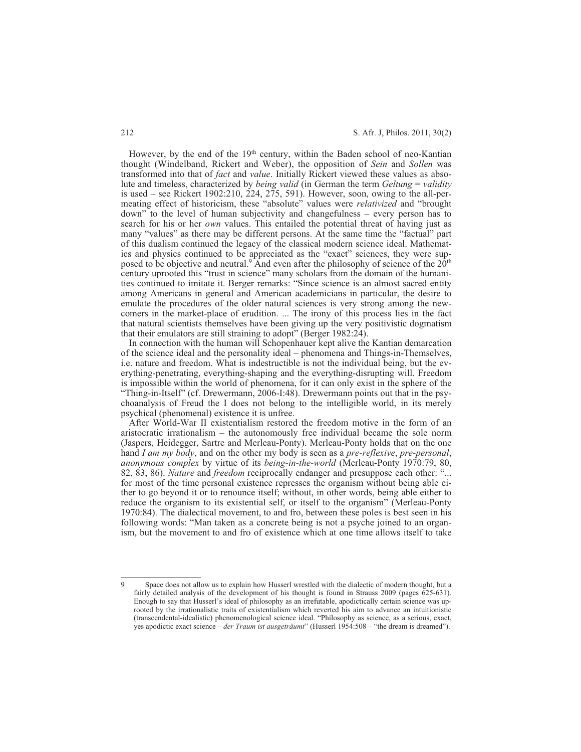However, by the end of the 19th century, within the Baden school of neo-Kantian thought (Windelband, Rickert and Weber), the opposition of *Sein* and *Sollen* was transformed into that of *fact* and *value*. Initially Rickert viewed these values as absolute and timeless, characterized by *being valid* (in German the term *Geltung* = *validity* is used – see Rickert 1902:210, 224, 275, 591). However, soon, owing to the all-permeating effect of historicism, these "absolute" values were *relativized* and "brought down" to the level of human subjectivity and changefulness – every person has to search for his or her *own* values. This entailed the potential threat of having just as many "values" as there may be different persons. At the same time the "factual" part of this dualism continued the legacy of the classical modern science ideal. Mathematics and physics continued to be appreciated as the "exact" sciences, they were supposed to be objective and neutral.[9] And even after the philosophy of science of the 20th century uprooted this "trust in science" many scholars from the domain of the humanities continued to imitate it. Berger remarks: "Since science is an almost sacred entity among Americans in general and American academicians in particular, the desire to emulate the procedures of the older natural sciences is very strong among the newcomers in the market-place of erudition. ... The irony of this process lies in the fact that natural scientists themselves have been giving up the very positivistic dogmatism that their emulators are still straining to adopt" (Berger 1982:24).

In connection with the human will Schopenhauer kept alive the Kantian demarcation of the science ideal and the personality ideal – phenomena and Things-in-Themselves, i.e. nature and freedom. What is indestructible is not the individual being, but the everything-penetrating, everything-shaping and the everything-disrupting will. Freedom is impossible within the world of phenomena, for it can only exist in the sphere of the "Thing-in-Itself" (cf. Drewermann, 2006-I:48). Drewermann points out that in the psychoanalysis of Freud the I does not belong to the intelligible world, in its merely psychical (phenomenal) existence it is unfree.

After World-War II existentialism restored the freedom motive in the form of an aristocratic irrationalism – the autonomously free individual became the sole norm (Jaspers, Heidegger, Sartre and Merleau-Ponty). Merleau-Ponty holds that on the one hand *I am my body*, and on the other my body is seen as a *pre-reflexive*, *pre-personal*, *anonymous complex* by virtue of its *being-in-the-world* (Merleau-Ponty 1970:79, 80, 82, 83, 86). *Nature* and *freedom* reciprocally endanger and presuppose each other: "... for most of the time personal existence represses the organism without being able either to go beyond it or to renounce itself; without, in other words, being able either to reduce the organism to its existential self, or itself to the organism" (Merleau-Ponty 1970:84). The dialectical movement, to and fro, between these poles is best seen in his following words: "Man taken as a concrete being is not a psyche joined to an organism, but the movement to and fro of existence which at one time allows itself to take

---

9 Space does not allow us to explain how Husserl wrestled with the dialectic of modern thought, but a fairly detailed analysis of the development of his thought is found in Strauss 2009 (pages 625-631). Enough to say that Husserl's ideal of philosophy as an irrefutable, apodictically certain science was uprooted by the irrationalistic traits of existentialism which reverted his aim to advance an intuitionistic (transcendental-idealistic) phenomenological science ideal. "Philosophy as science, as a serious, exact, yes apodictic exact science – *der Traum ist ausgeträumt*" (Husserl 1954:508 – "the dream is dreamed").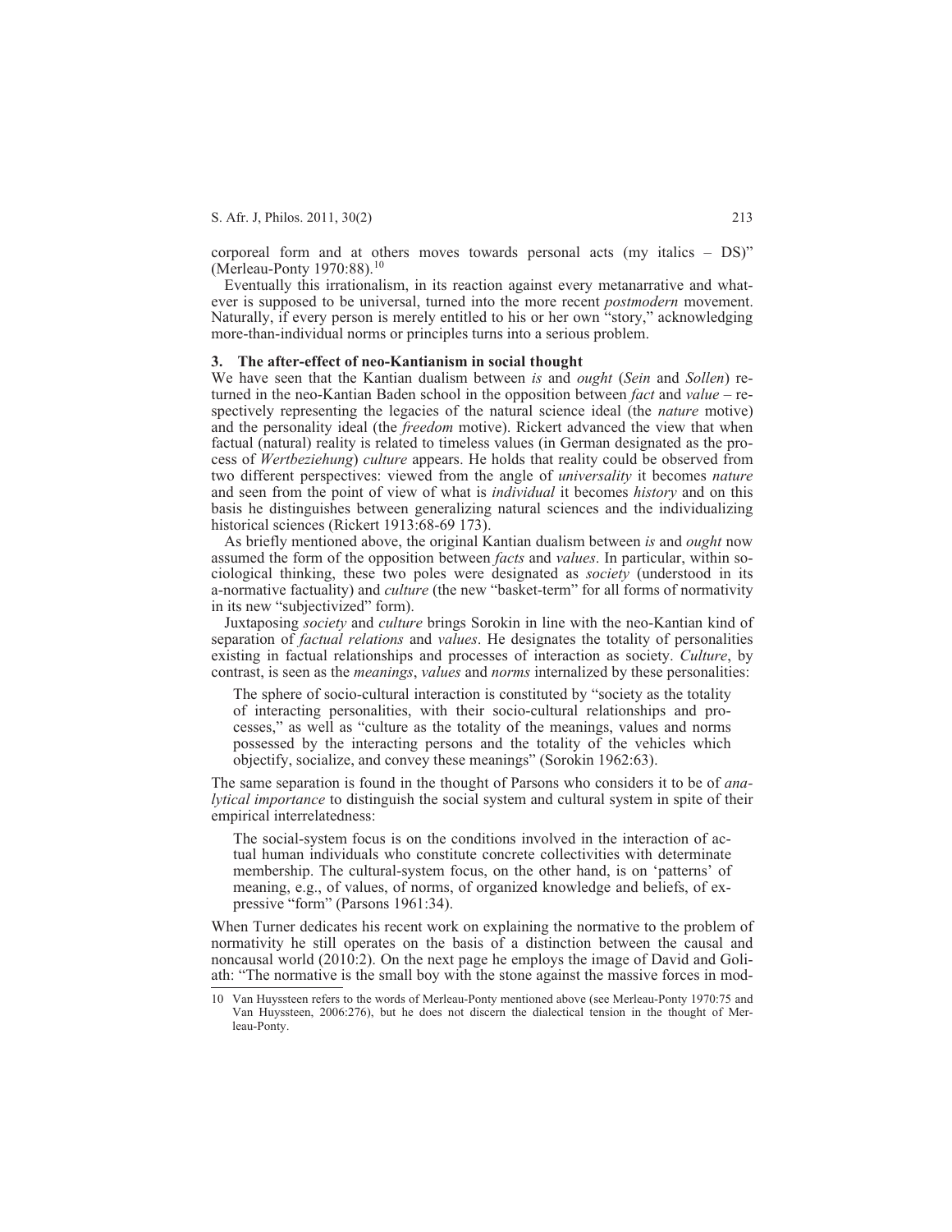corporeal form and at others moves towards personal acts (my italics – DS)" (Merleau-Ponty 1970:88).[10]

Eventually this irrationalism, in its reaction against every metanarrative and whatever is supposed to be universal, turned into the more recent *postmodern* movement. Naturally, if every person is merely entitled to his or her own "story," acknowledging more-than-individual norms or principles turns into a serious problem.

### 3. The after-effect of neo-Kantianism in social thought

We have seen that the Kantian dualism between *is* and *ought* (*Sein* and *Sollen*) returned in the neo-Kantian Baden school in the opposition between *fact* and *value* – respectively representing the legacies of the natural science ideal (the *nature* motive) and the personality ideal (the *freedom* motive). Rickert advanced the view that when factual (natural) reality is related to timeless values (in German designated as the process of *Wertbeziehung*) *culture* appears. He holds that reality could be observed from two different perspectives: viewed from the angle of *universality* it becomes *nature* and seen from the point of view of what is *individual* it becomes *history* and on this basis he distinguishes between generalizing natural sciences and the individualizing historical sciences (Rickert 1913:68-69 173).

As briefly mentioned above, the original Kantian dualism between *is* and *ought* now assumed the form of the opposition between *facts* and *values*. In particular, within sociological thinking, these two poles were designated as *society* (understood in its a-normative factuality) and *culture* (the new "basket-term" for all forms of normativity in its new "subjectivized" form).

Juxtaposing *society* and *culture* brings Sorokin in line with the neo-Kantian kind of separation of *factual relations* and *values*. He designates the totality of personalities existing in factual relationships and processes of interaction as society. *Culture*, by contrast, is seen as the *meanings*, *values* and *norms* internalized by these personalities:

> The sphere of socio-cultural interaction is constituted by "society as the totality of interacting personalities, with their socio-cultural relationships and processes," as well as "culture as the totality of the meanings, values and norms possessed by the interacting persons and the totality of the vehicles which objectify, socialize, and convey these meanings" (Sorokin 1962:63).

The same separation is found in the thought of Parsons who considers it to be of *analytical importance* to distinguish the social system and cultural system in spite of their empirical interrelatedness:

> The social-system focus is on the conditions involved in the interaction of actual human individuals who constitute concrete collectivities with determinate membership. The cultural-system focus, on the other hand, is on 'patterns' of meaning, e.g., of values, of norms, of organized knowledge and beliefs, of expressive "form" (Parsons 1961:34).

When Turner dedicates his recent work on explaining the normative to the problem of normativity he still operates on the basis of a distinction between the causal and noncausal world (2010:2). On the next page he employs the image of David and Goliath: "The normative is the small boy with the stone against the massive forces in mod-

---

10 Van Huyssteen refers to the words of Merleau-Ponty mentioned above (see Merleau-Ponty 1970:75 and Van Huyssteen, 2006:276), but he does not discern the dialectical tension in the thought of Merleau-Ponty.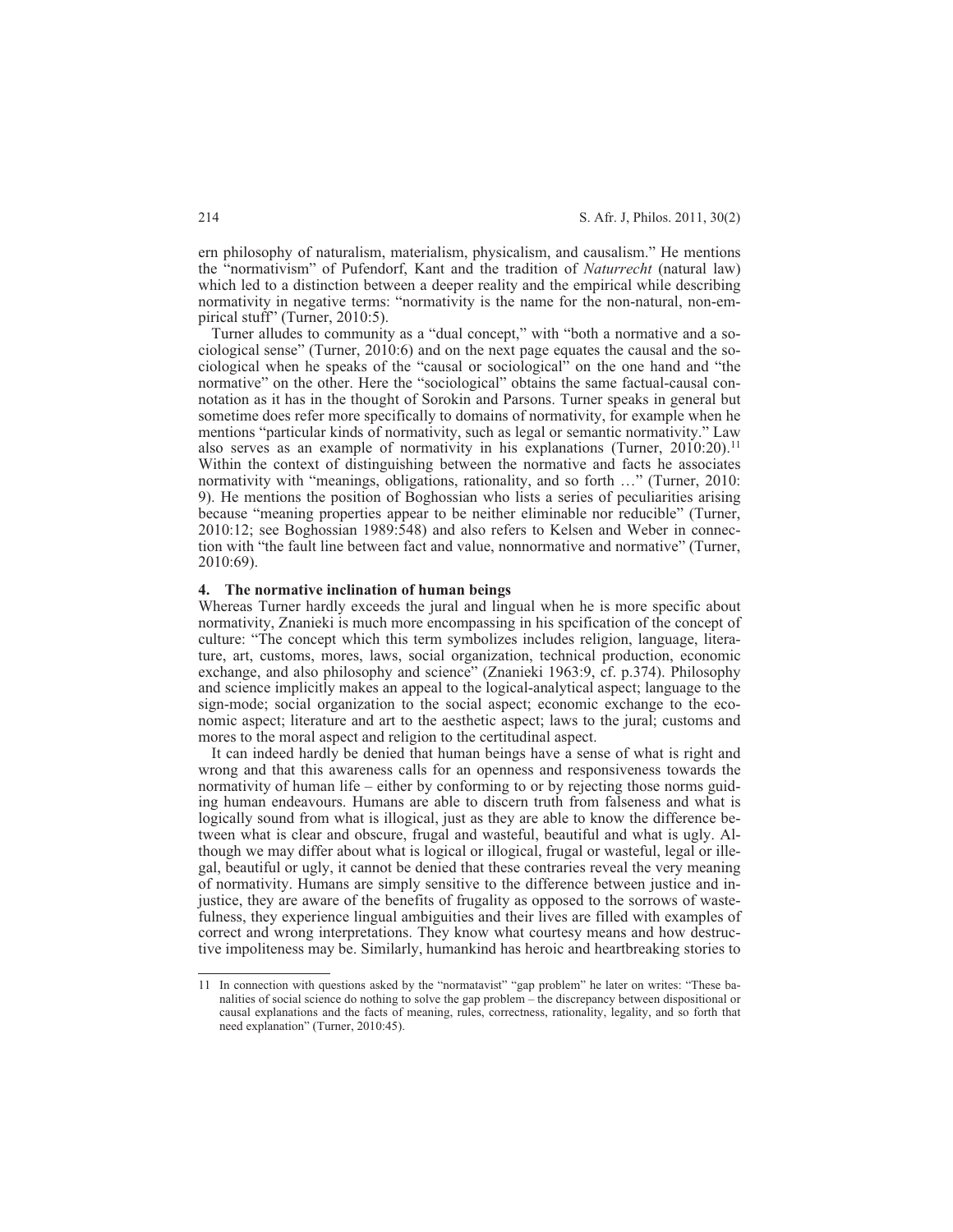ern philosophy of naturalism, materialism, physicalism, and causalism." He mentions the "normativism" of Pufendorf, Kant and the tradition of *Naturrecht* (natural law) which led to a distinction between a deeper reality and the empirical while describing normativity in negative terms: "normativity is the name for the non-natural, non-empirical stuff" (Turner, 2010:5).

Turner alludes to community as a "dual concept," with "both a normative and a sociological sense" (Turner, 2010:6) and on the next page equates the causal and the sociological when he speaks of the "causal or sociological" on the one hand and "the normative" on the other. Here the "sociological" obtains the same factual-causal connotation as it has in the thought of Sorokin and Parsons. Turner speaks in general but sometime does refer more specifically to domains of normativity, for example when he mentions "particular kinds of normativity, such as legal or semantic normativity." Law also serves as an example of normativity in his explanations (Turner, 2010:20).[11] Within the context of distinguishing between the normative and facts he associates normativity with "meanings, obligations, rationality, and so forth …" (Turner, 2010: 9). He mentions the position of Boghossian who lists a series of peculiarities arising because "meaning properties appear to be neither eliminable nor reducible" (Turner, 2010:12; see Boghossian 1989:548) and also refers to Kelsen and Weber in connection with "the fault line between fact and value, nonnormative and normative" (Turner, 2010:69).

## 4. The normative inclination of human beings

Whereas Turner hardly exceeds the jural and lingual when he is more specific about normativity, Znanieki is much more encompassing in his spcification of the concept of culture: "The concept which this term symbolizes includes religion, language, literature, art, customs, mores, laws, social organization, technical production, economic exchange, and also philosophy and science" (Znanieki 1963:9, cf. p.374). Philosophy and science implicitly makes an appeal to the logical-analytical aspect; language to the sign-mode; social organization to the social aspect; economic exchange to the economic aspect; literature and art to the aesthetic aspect; laws to the jural; customs and mores to the moral aspect and religion to the certitudinal aspect.

It can indeed hardly be denied that human beings have a sense of what is right and wrong and that this awareness calls for an openness and responsiveness towards the normativity of human life – either by conforming to or by rejecting those norms guiding human endeavours. Humans are able to discern truth from falseness and what is logically sound from what is illogical, just as they are able to know the difference between what is clear and obscure, frugal and wasteful, beautiful and what is ugly. Although we may differ about what is logical or illogical, frugal or wasteful, legal or illegal, beautiful or ugly, it cannot be denied that these contraries reveal the very meaning of normativity. Humans are simply sensitive to the difference between justice and injustice, they are aware of the benefits of frugality as opposed to the sorrows of wastefulness, they experience lingual ambiguities and their lives are filled with examples of correct and wrong interpretations. They know what courtesy means and how destructive impoliteness may be. Similarly, humankind has heroic and heartbreaking stories to

---

11 In connection with questions asked by the "normatavist" "gap problem" he later on writes: "These banalities of social science do nothing to solve the gap problem – the discrepancy between dispositional or causal explanations and the facts of meaning, rules, correctness, rationality, legality, and so forth that need explanation" (Turner, 2010:45).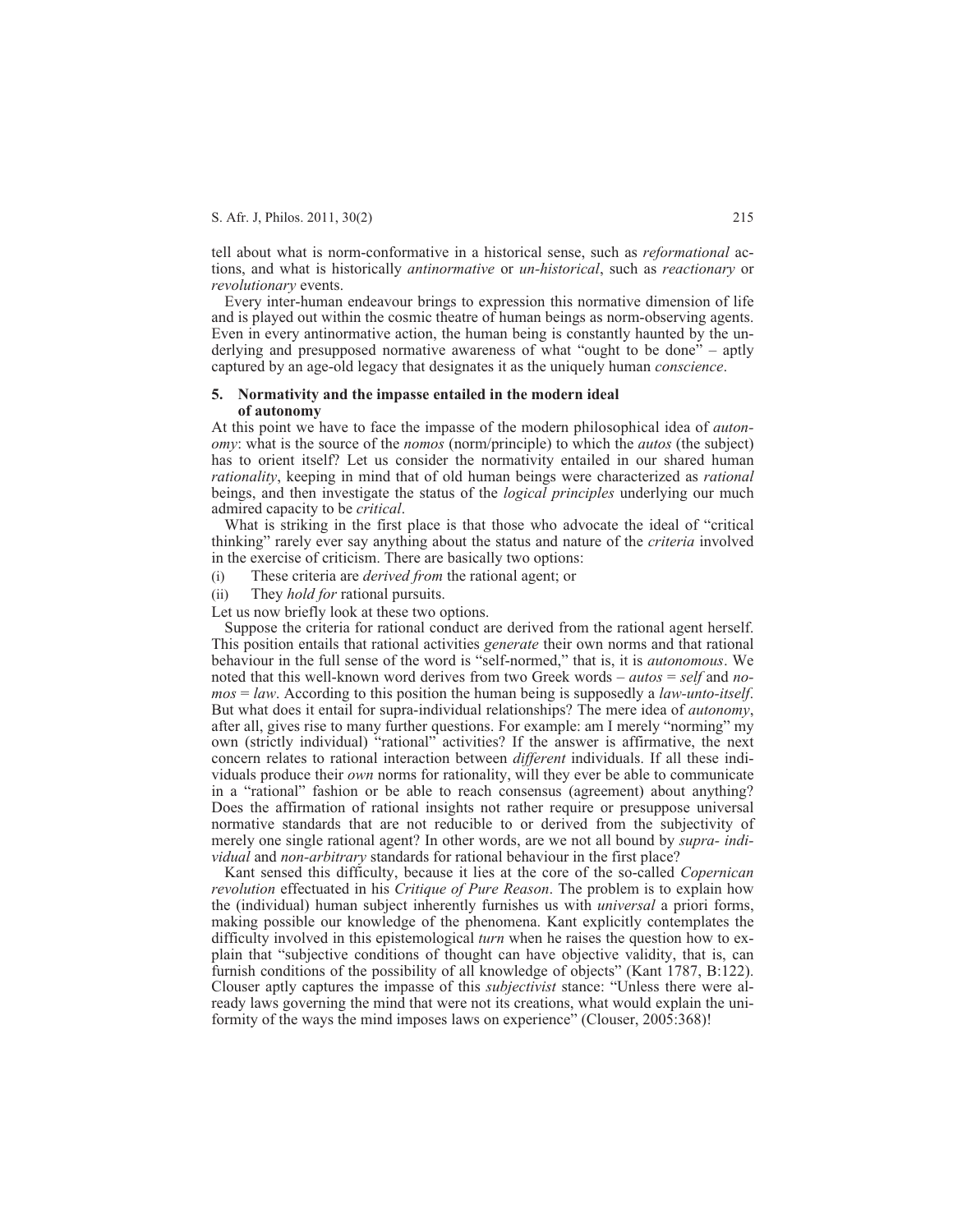tell about what is norm-conformative in a historical sense, such as *reformational* actions, and what is historically *antinormative* or *un-historical*, such as *reactionary* or *revolutionary* events.

Every inter-human endeavour brings to expression this normative dimension of life and is played out within the cosmic theatre of human beings as norm-observing agents. Even in every antinormative action, the human being is constantly haunted by the underlying and presupposed normative awareness of what "ought to be done" – aptly captured by an age-old legacy that designates it as the uniquely human *conscience*.

## 5. Normativity and the impasse entailed in the modern ideal of autonomy

At this point we have to face the impasse of the modern philosophical idea of *autonomy*: what is the source of the *nomos* (norm/principle) to which the *autos* (the subject) has to orient itself? Let us consider the normativity entailed in our shared human *rationality*, keeping in mind that of old human beings were characterized as *rational* beings, and then investigate the status of the *logical principles* underlying our much admired capacity to be *critical*.

What is striking in the first place is that those who advocate the ideal of "critical thinking" rarely ever say anything about the status and nature of the *criteria* involved in the exercise of criticism. There are basically two options:

(i) These criteria are *derived from* the rational agent; or

(ii) They *hold for* rational pursuits.

Let us now briefly look at these two options.

Suppose the criteria for rational conduct are derived from the rational agent herself. This position entails that rational activities *generate* their own norms and that rational behaviour in the full sense of the word is "self-normed," that is, it is *autonomous*. We noted that this well-known word derives from two Greek words – *autos* = *self* and *nomos* = *law*. According to this position the human being is supposedly a *law-unto-itself*. But what does it entail for supra-individual relationships? The mere idea of *autonomy*, after all, gives rise to many further questions. For example: am I merely "norming" my own (strictly individual) "rational" activities? If the answer is affirmative, the next concern relates to rational interaction between *different* individuals. If all these individuals produce their *own* norms for rationality, will they ever be able to communicate in a "rational" fashion or be able to reach consensus (agreement) about anything? Does the affirmation of rational insights not rather require or presuppose universal normative standards that are not reducible to or derived from the subjectivity of merely one single rational agent? In other words, are we not all bound by *supra- individual* and *non-arbitrary* standards for rational behaviour in the first place?

Kant sensed this difficulty, because it lies at the core of the so-called *Copernican revolution* effectuated in his *Critique of Pure Reason*. The problem is to explain how the (individual) human subject inherently furnishes us with *universal* a priori forms, making possible our knowledge of the phenomena. Kant explicitly contemplates the difficulty involved in this epistemological *turn* when he raises the question how to explain that "subjective conditions of thought can have objective validity, that is, can furnish conditions of the possibility of all knowledge of objects" (Kant 1787, B:122). Clouser aptly captures the impasse of this *subjectivist* stance: "Unless there were already laws governing the mind that were not its creations, what would explain the uniformity of the ways the mind imposes laws on experience" (Clouser, 2005:368)!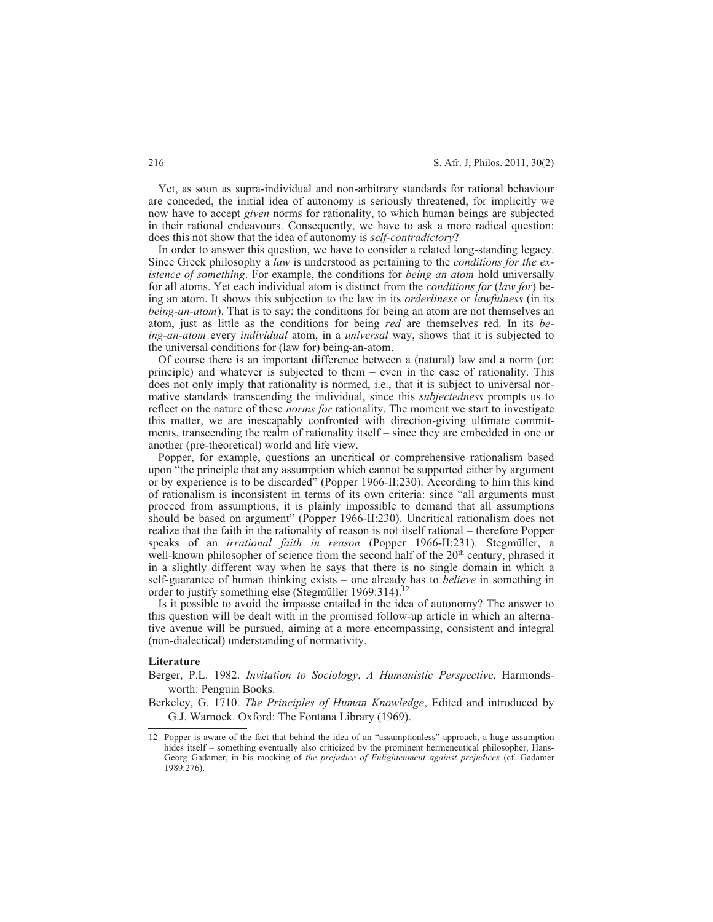Yet, as soon as supra-individual and non-arbitrary standards for rational behaviour are conceded, the initial idea of autonomy is seriously threatened, for implicitly we now have to accept *given* norms for rationality, to which human beings are subjected in their rational endeavours. Consequently, we have to ask a more radical question: does this not show that the idea of autonomy is *self-contradictory*?

In order to answer this question, we have to consider a related long-standing legacy. Since Greek philosophy a *law* is understood as pertaining to the *conditions for the existence of something*. For example, the conditions for *being an atom* hold universally for all atoms. Yet each individual atom is distinct from the *conditions for* (*law for*) being an atom. It shows this subjection to the law in its *orderliness* or *lawfulness* (in its *being-an-atom*). That is to say: the conditions for being an atom are not themselves an atom, just as little as the conditions for being *red* are themselves red. In its *being-an-atom* every *individual* atom, in a *universal* way, shows that it is subjected to the universal conditions for (law for) being-an-atom.

Of course there is an important difference between a (natural) law and a norm (or: principle) and whatever is subjected to them – even in the case of rationality. This does not only imply that rationality is normed, i.e., that it is subject to universal normative standards transcending the individual, since this *subjectedness* prompts us to reflect on the nature of these *norms for* rationality. The moment we start to investigate this matter, we are inescapably confronted with direction-giving ultimate commitments, transcending the realm of rationality itself – since they are embedded in one or another (pre-theoretical) world and life view.

Popper, for example, questions an uncritical or comprehensive rationalism based upon "the principle that any assumption which cannot be supported either by argument or by experience is to be discarded" (Popper 1966-II:230). According to him this kind of rationalism is inconsistent in terms of its own criteria: since "all arguments must proceed from assumptions, it is plainly impossible to demand that all assumptions should be based on argument" (Popper 1966-II:230). Uncritical rationalism does not realize that the faith in the rationality of reason is not itself rational – therefore Popper speaks of an *irrational faith in reason* (Popper 1966-II:231). Stegmüller, a well-known philosopher of science from the second half of the 20th century, phrased it in a slightly different way when he says that there is no single domain in which a self-guarantee of human thinking exists – one already has to *believe* in something in order to justify something else (Stegmüller 1969:314).[12]

Is it possible to avoid the impasse entailed in the idea of autonomy? The answer to this question will be dealt with in the promised follow-up article in which an alternative avenue will be pursued, aiming at a more encompassing, consistent and integral (non-dialectical) understanding of normativity.

**Literature**

Berger, P.L. 1982. *Invitation to Sociology*, *A Humanistic Perspective*, Harmondsworth: Penguin Books.

Berkeley, G. 1710. *The Principles of Human Knowledge*, Edited and introduced by G.J. Warnock. Oxford: The Fontana Library (1969).

12 Popper is aware of the fact that behind the idea of an "assumptionless" approach, a huge assumption hides itself – something eventually also criticized by the prominent hermeneutical philosopher, Hans-Georg Gadamer, in his mocking of *the prejudice of Enlightenment against prejudices* (cf. Gadamer 1989:276).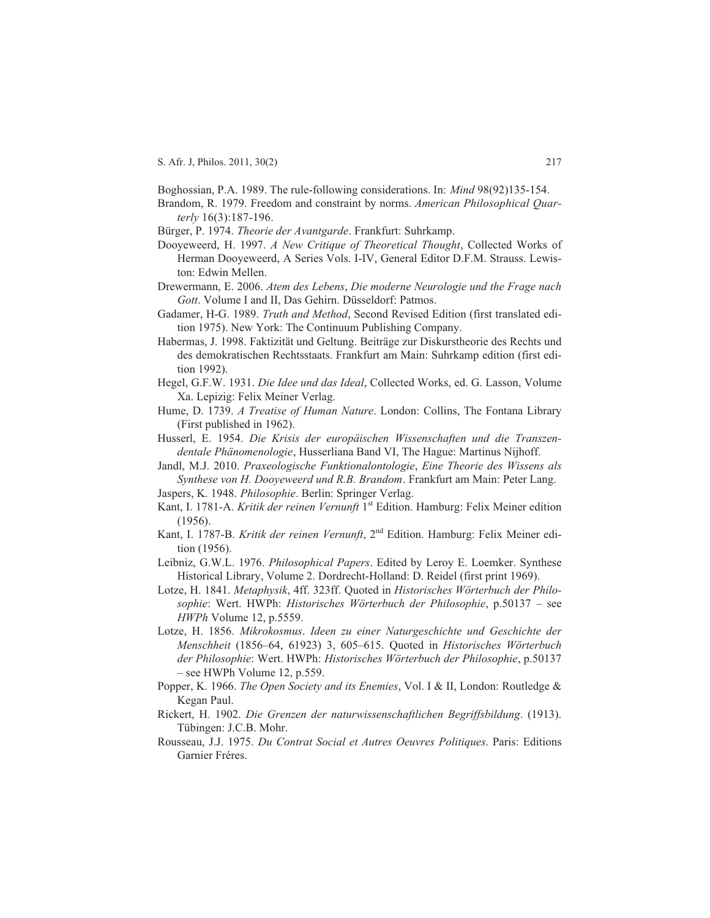Boghossian, P.A. 1989. The rule-following considerations. In: *Mind* 98(92)135-154.

Brandom, R. 1979. Freedom and constraint by norms. *American Philosophical Quarterly* 16(3):187-196.

Bürger, P. 1974. *Theorie der Avantgarde*. Frankfurt: Suhrkamp.

Dooyeweerd, H. 1997. *A New Critique of Theoretical Thought*, Collected Works of Herman Dooyeweerd, A Series Vols. I-IV, General Editor D.F.M. Strauss. Lewiston: Edwin Mellen.

Drewermann, E. 2006. *Atem des Lebens*, *Die moderne Neurologie und the Frage nach Gott*. Volume I and II, Das Gehirn. Düsseldorf: Patmos.

Gadamer, H-G. 1989. *Truth and Method*, Second Revised Edition (first translated edition 1975). New York: The Continuum Publishing Company.

Habermas, J. 1998. Faktizität und Geltung. Beiträge zur Diskurstheorie des Rechts und des demokratischen Rechtsstaats. Frankfurt am Main: Suhrkamp edition (first edition 1992).

Hegel, G.F.W. 1931. *Die Idee und das Ideal*, Collected Works, ed. G. Lasson, Volume Xa. Lepizig: Felix Meiner Verlag.

Hume, D. 1739. *A Treatise of Human Nature*. London: Collins, The Fontana Library (First published in 1962).

Husserl, E. 1954. *Die Krisis der europäischen Wissenschaften und die Transzendentale Phänomenologie*, Husserliana Band VI, The Hague: Martinus Nijhoff.

Jandl, M.J. 2010. *Praxeologische Funktionalontologie*, *Eine Theorie des Wissens als Synthese von H. Dooyeweerd und R.B. Brandom*. Frankfurt am Main: Peter Lang.

Jaspers, K. 1948. *Philosophie*. Berlin: Springer Verlag.

Kant, I. 1781-A. *Kritik der reinen Vernunft* 1st Edition. Hamburg: Felix Meiner edition (1956).

Kant, I. 1787-B. *Kritik der reinen Vernunft*, 2nd Edition. Hamburg: Felix Meiner edition (1956).

Leibniz, G.W.L. 1976. *Philosophical Papers*. Edited by Leroy E. Loemker. Synthese Historical Library, Volume 2. Dordrecht-Holland: D. Reidel (first print 1969).

Lotze, H. 1841. *Metaphysik*, 4ff. 323ff. Quoted in *Historisches Wörterbuch der Philosophie*: Wert. HWPh: *Historisches Wörterbuch der Philosophie*, p.50137 – see *HWPh* Volume 12, p.5559.

Lotze, H. 1856. *Mikrokosmus*. *Ideen zu einer Naturgeschichte und Geschichte der Menschheit* (1856–64, 61923) 3, 605–615. Quoted in *Historisches Wörterbuch der Philosophie*: Wert. HWPh: *Historisches Wörterbuch der Philosophie*, p.50137 – see HWPh Volume 12, p.559.

Popper, K. 1966. *The Open Society and its Enemies*, Vol. I & II, London: Routledge & Kegan Paul.

Rickert, H. 1902. *Die Grenzen der naturwissenschaftlichen Begriffsbildung*. (1913). Tübingen: J.C.B. Mohr.

Rousseau, J.J. 1975. *Du Contrat Social et Autres Oeuvres Politiques*. Paris: Editions Garnier Fréres.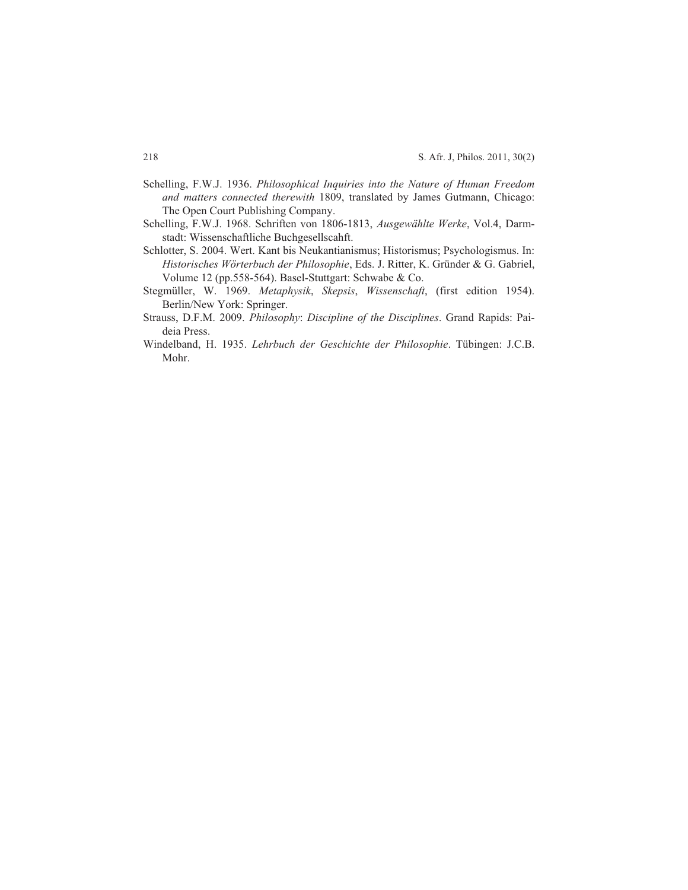Schelling, F.W.J. 1936. *Philosophical Inquiries into the Nature of Human Freedom and matters connected therewith* 1809, translated by James Gutmann, Chicago: The Open Court Publishing Company.

Schelling, F.W.J. 1968. Schriften von 1806-1813, *Ausgewählte Werke*, Vol.4, Darmstadt: Wissenschaftliche Buchgesellscahft.

Schlotter, S. 2004. Wert. Kant bis Neukantianismus; Historismus; Psychologismus. In: *Historisches Wörterbuch der Philosophie*, Eds. J. Ritter, K. Gründer & G. Gabriel, Volume 12 (pp.558-564). Basel-Stuttgart: Schwabe & Co.

Stegmüller, W. 1969. *Metaphysik*, *Skepsis*, *Wissenschaft*, (first edition 1954). Berlin/New York: Springer.

Strauss, D.F.M. 2009. *Philosophy*: *Discipline of the Disciplines*. Grand Rapids: Paideia Press.

Windelband, H. 1935. *Lehrbuch der Geschichte der Philosophie*. Tübingen: J.C.B. Mohr.